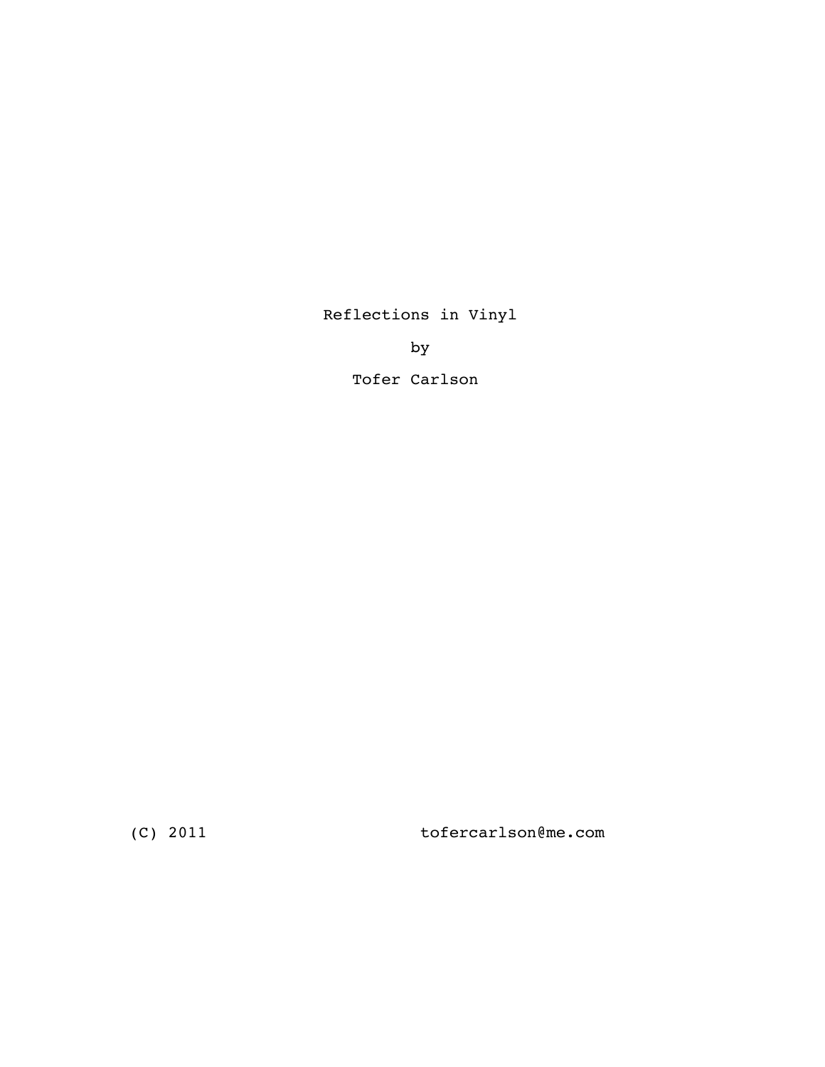# Reflections in Vinyl

by

Tofer Carlson

(C) 2011 tofercarlson@me.com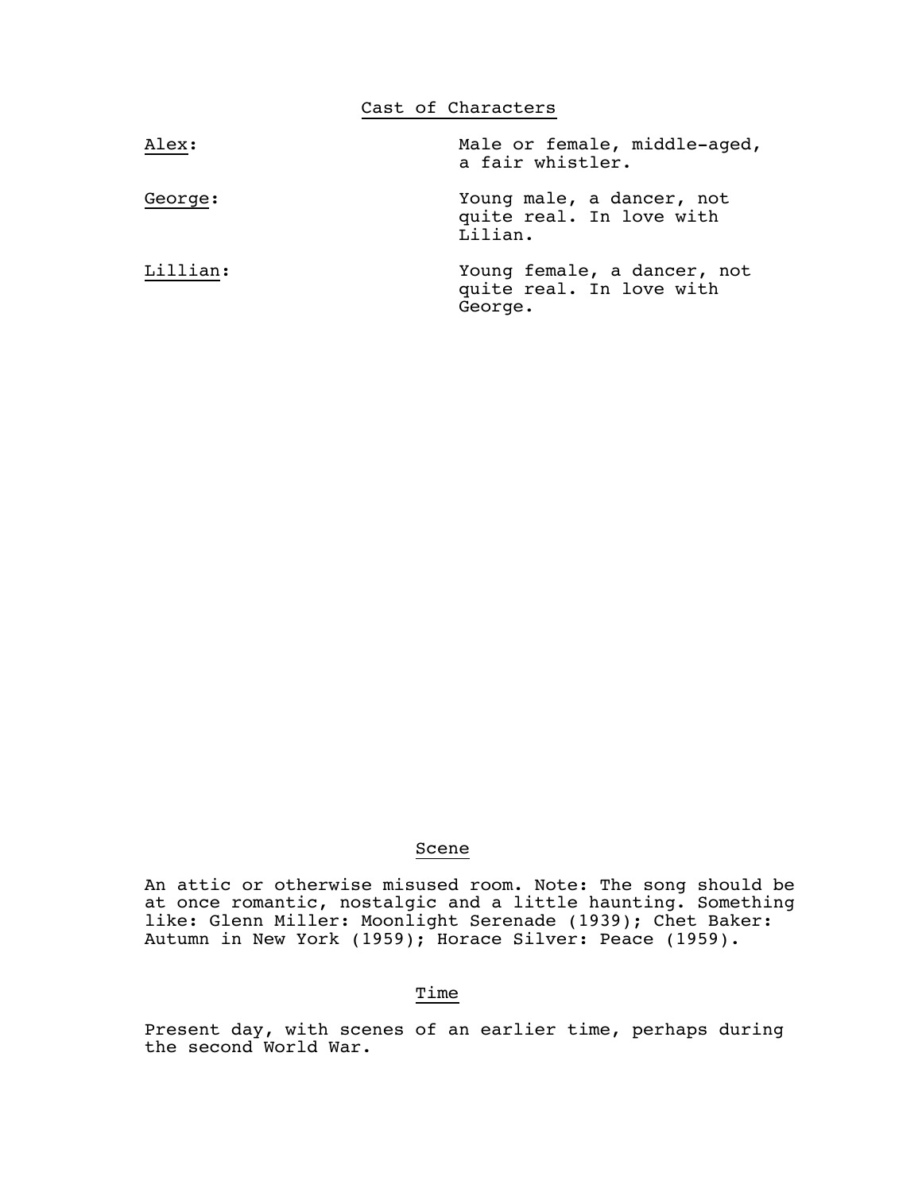## Cast of Characters

| | |
|---|---|
| Alex: | Male or female, middle-aged, a fair whistler. |
| George: | Young male, a dancer, not quite real. In love with Lilian. |
| Lillian: | Young female, a dancer, not quite real. In love with George. |

## Scene

An attic or otherwise misused room. Note: The song should be at once romantic, nostalgic and a little haunting. Something like: Glenn Miller: Moonlight Serenade (1939); Chet Baker: Autumn in New York (1959); Horace Silver: Peace (1959).

## Time

Present day, with scenes of an earlier time, perhaps during the second World War.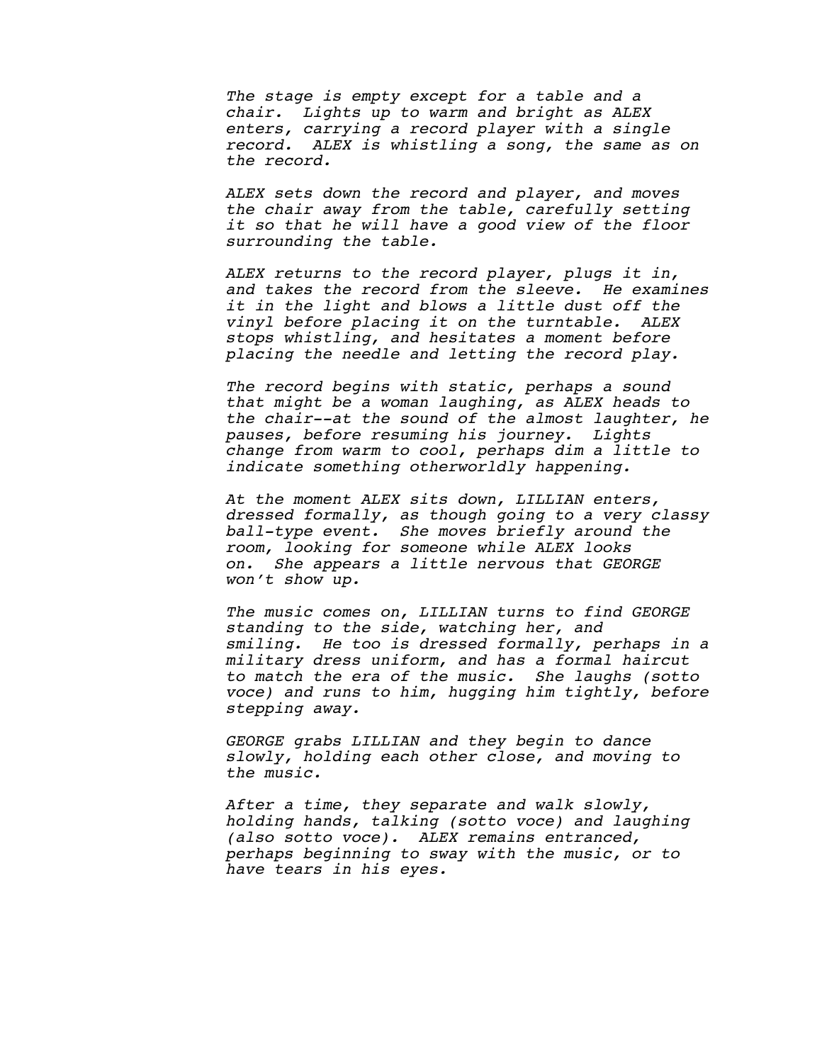*The stage is empty except for a table and a chair. Lights up to warm and bright as ALEX enters, carrying a record player with a single record. ALEX is whistling a song, the same as on the record.*

*ALEX sets down the record and player, and moves the chair away from the table, carefully setting it so that he will have a good view of the floor surrounding the table.*

*ALEX returns to the record player, plugs it in, and takes the record from the sleeve. He examines it in the light and blows a little dust off the vinyl before placing it on the turntable. ALEX stops whistling, and hesitates a moment before placing the needle and letting the record play.*

*The record begins with static, perhaps a sound that might be a woman laughing, as ALEX heads to the chair--at the sound of the almost laughter, he pauses, before resuming his journey. Lights change from warm to cool, perhaps dim a little to indicate something otherworldly happening.*

*At the moment ALEX sits down, LILLIAN enters, dressed formally, as though going to a very classy ball-type event. She moves briefly around the room, looking for someone while ALEX looks on. She appears a little nervous that GEORGE won't show up.*

*The music comes on, LILLIAN turns to find GEORGE standing to the side, watching her, and smiling. He too is dressed formally, perhaps in a military dress uniform, and has a formal haircut to match the era of the music. She laughs (sotto voce) and runs to him, hugging him tightly, before stepping away.*

*GEORGE grabs LILLIAN and they begin to dance slowly, holding each other close, and moving to the music.*

*After a time, they separate and walk slowly, holding hands, talking (sotto voce) and laughing (also sotto voce). ALEX remains entranced, perhaps beginning to sway with the music, or to have tears in his eyes.*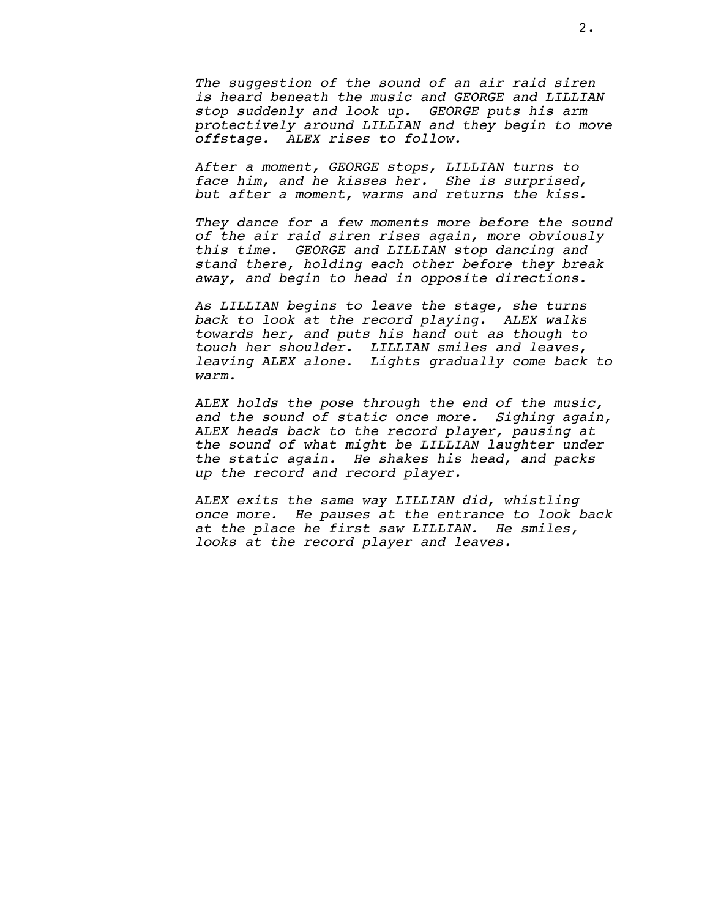*The suggestion of the sound of an air raid siren is heard beneath the music and GEORGE and LILLIAN stop suddenly and look up. GEORGE puts his arm protectively around LILLIAN and they begin to move offstage. ALEX rises to follow.*

*After a moment, GEORGE stops, LILLIAN turns to face him, and he kisses her. She is surprised, but after a moment, warms and returns the kiss.*

*They dance for a few moments more before the sound of the air raid siren rises again, more obviously this time. GEORGE and LILLIAN stop dancing and stand there, holding each other before they break away, and begin to head in opposite directions.*

*As LILLIAN begins to leave the stage, she turns back to look at the record playing. ALEX walks towards her, and puts his hand out as though to touch her shoulder. LILLIAN smiles and leaves, leaving ALEX alone. Lights gradually come back to warm.*

*ALEX holds the pose through the end of the music, and the sound of static once more. Sighing again, ALEX heads back to the record player, pausing at the sound of what might be LILLIAN laughter under the static again. He shakes his head, and packs up the record and record player.*

*ALEX exits the same way LILLIAN did, whistling once more. He pauses at the entrance to look back at the place he first saw LILLIAN. He smiles, looks at the record player and leaves.*